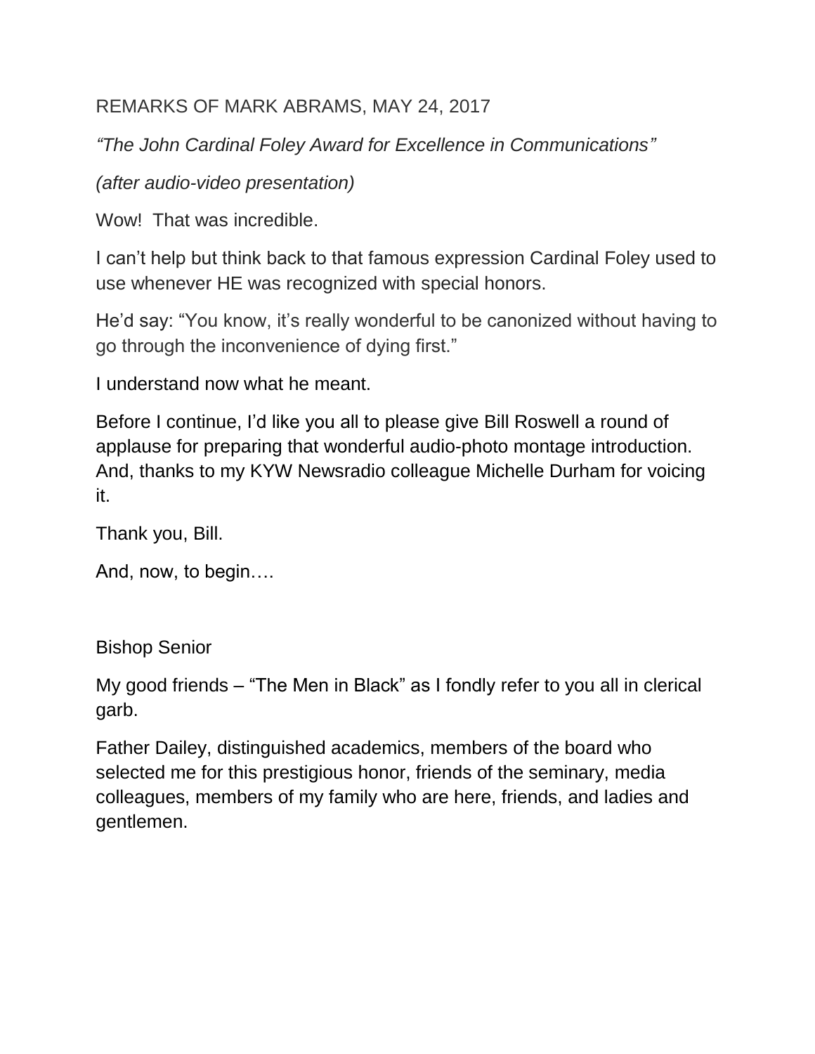REMARKS OF MARK ABRAMS, MAY 24, 2017

*"The John Cardinal Foley Award for Excellence in Communications"*

*(after audio-video presentation)*

Wow! That was incredible.

I can't help but think back to that famous expression Cardinal Foley used to use whenever HE was recognized with special honors.

He'd say: "You know, it's really wonderful to be canonized without having to go through the inconvenience of dying first."

I understand now what he meant.

Before I continue, I'd like you all to please give Bill Roswell a round of applause for preparing that wonderful audio-photo montage introduction. And, thanks to my KYW Newsradio colleague Michelle Durham for voicing it.

Thank you, Bill.

And, now, to begin….

Bishop Senior

My good friends – "The Men in Black" as I fondly refer to you all in clerical garb.

Father Dailey, distinguished academics, members of the board who selected me for this prestigious honor, friends of the seminary, media colleagues, members of my family who are here, friends, and ladies and gentlemen.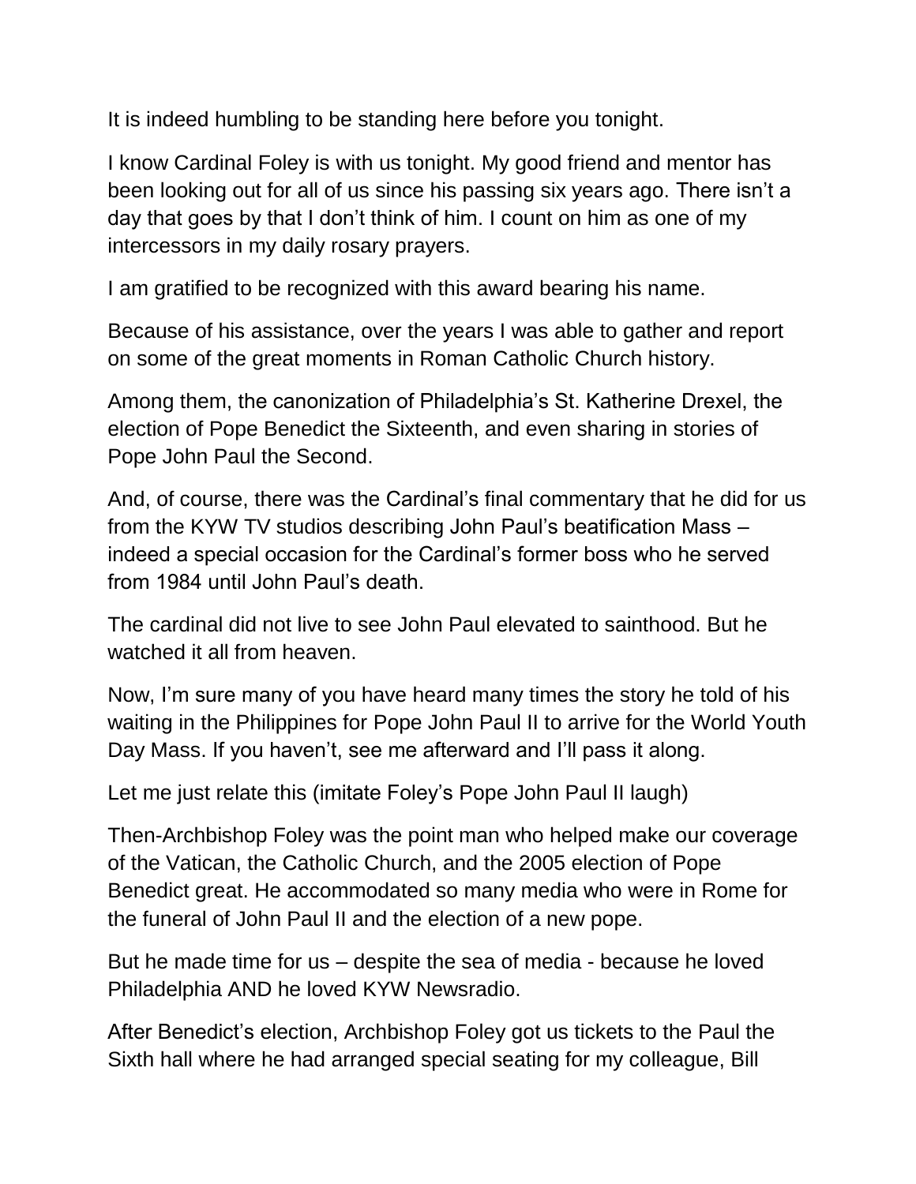It is indeed humbling to be standing here before you tonight.

I know Cardinal Foley is with us tonight. My good friend and mentor has been looking out for all of us since his passing six years ago. There isn't a day that goes by that I don't think of him. I count on him as one of my intercessors in my daily rosary prayers.

I am gratified to be recognized with this award bearing his name.

Because of his assistance, over the years I was able to gather and report on some of the great moments in Roman Catholic Church history.

Among them, the canonization of Philadelphia's St. Katherine Drexel, the election of Pope Benedict the Sixteenth, and even sharing in stories of Pope John Paul the Second.

And, of course, there was the Cardinal's final commentary that he did for us from the KYW TV studios describing John Paul's beatification Mass – indeed a special occasion for the Cardinal's former boss who he served from 1984 until John Paul's death.

The cardinal did not live to see John Paul elevated to sainthood. But he watched it all from heaven.

Now, I'm sure many of you have heard many times the story he told of his waiting in the Philippines for Pope John Paul II to arrive for the World Youth Day Mass. If you haven't, see me afterward and I'll pass it along.

Let me just relate this (imitate Foley's Pope John Paul II laugh)

Then-Archbishop Foley was the point man who helped make our coverage of the Vatican, the Catholic Church, and the 2005 election of Pope Benedict great. He accommodated so many media who were in Rome for the funeral of John Paul II and the election of a new pope.

But he made time for us – despite the sea of media - because he loved Philadelphia AND he loved KYW Newsradio.

After Benedict's election, Archbishop Foley got us tickets to the Paul the Sixth hall where he had arranged special seating for my colleague, Bill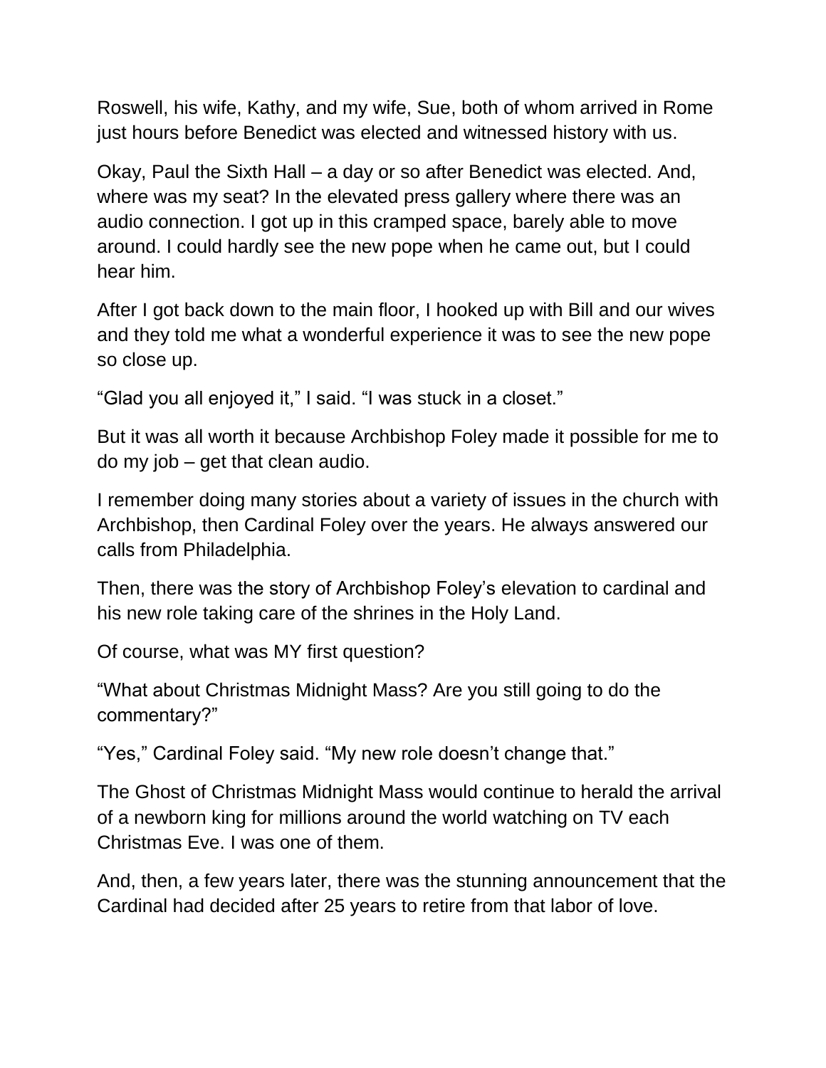Roswell, his wife, Kathy, and my wife, Sue, both of whom arrived in Rome just hours before Benedict was elected and witnessed history with us.

Okay, Paul the Sixth Hall – a day or so after Benedict was elected. And, where was my seat? In the elevated press gallery where there was an audio connection. I got up in this cramped space, barely able to move around. I could hardly see the new pope when he came out, but I could hear him.

After I got back down to the main floor, I hooked up with Bill and our wives and they told me what a wonderful experience it was to see the new pope so close up.

"Glad you all enjoyed it," I said. "I was stuck in a closet."

But it was all worth it because Archbishop Foley made it possible for me to do my job – get that clean audio.

I remember doing many stories about a variety of issues in the church with Archbishop, then Cardinal Foley over the years. He always answered our calls from Philadelphia.

Then, there was the story of Archbishop Foley's elevation to cardinal and his new role taking care of the shrines in the Holy Land.

Of course, what was MY first question?

"What about Christmas Midnight Mass? Are you still going to do the commentary?"

"Yes," Cardinal Foley said. "My new role doesn't change that."

The Ghost of Christmas Midnight Mass would continue to herald the arrival of a newborn king for millions around the world watching on TV each Christmas Eve. I was one of them.

And, then, a few years later, there was the stunning announcement that the Cardinal had decided after 25 years to retire from that labor of love.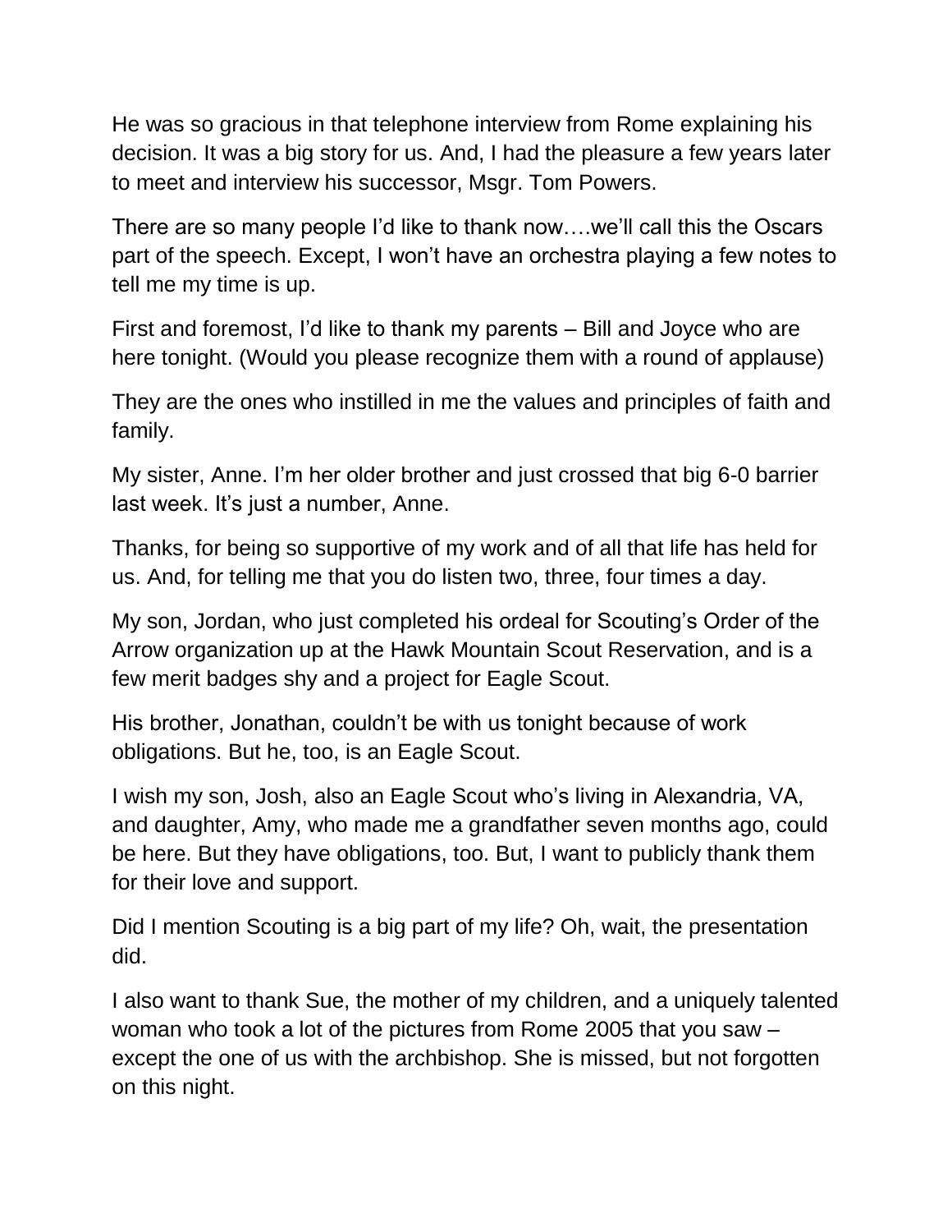He was so gracious in that telephone interview from Rome explaining his decision. It was a big story for us. And, I had the pleasure a few years later to meet and interview his successor, Msgr. Tom Powers.

There are so many people I'd like to thank now….we'll call this the Oscars part of the speech. Except, I won't have an orchestra playing a few notes to tell me my time is up.

First and foremost, I'd like to thank my parents – Bill and Joyce who are here tonight. (Would you please recognize them with a round of applause)

They are the ones who instilled in me the values and principles of faith and family.

My sister, Anne. I'm her older brother and just crossed that big 6-0 barrier last week. It's just a number, Anne.

Thanks, for being so supportive of my work and of all that life has held for us. And, for telling me that you do listen two, three, four times a day.

My son, Jordan, who just completed his ordeal for Scouting's Order of the Arrow organization up at the Hawk Mountain Scout Reservation, and is a few merit badges shy and a project for Eagle Scout.

His brother, Jonathan, couldn't be with us tonight because of work obligations. But he, too, is an Eagle Scout.

I wish my son, Josh, also an Eagle Scout who's living in Alexandria, VA, and daughter, Amy, who made me a grandfather seven months ago, could be here. But they have obligations, too. But, I want to publicly thank them for their love and support.

Did I mention Scouting is a big part of my life? Oh, wait, the presentation did.

I also want to thank Sue, the mother of my children, and a uniquely talented woman who took a lot of the pictures from Rome 2005 that you saw – except the one of us with the archbishop. She is missed, but not forgotten on this night.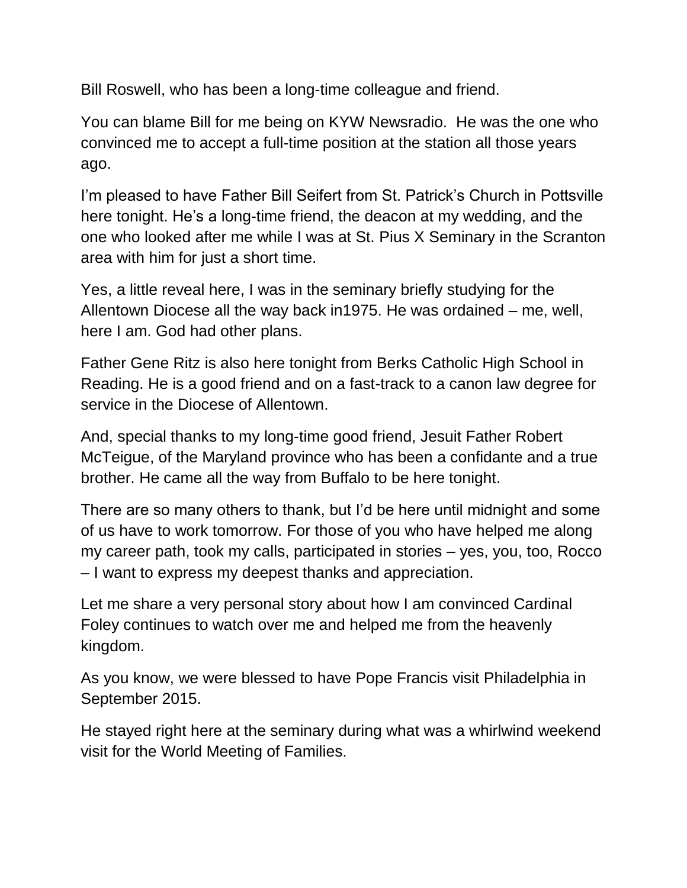Bill Roswell, who has been a long-time colleague and friend.

You can blame Bill for me being on KYW Newsradio. He was the one who convinced me to accept a full-time position at the station all those years ago.

I'm pleased to have Father Bill Seifert from St. Patrick's Church in Pottsville here tonight. He's a long-time friend, the deacon at my wedding, and the one who looked after me while I was at St. Pius X Seminary in the Scranton area with him for just a short time.

Yes, a little reveal here, I was in the seminary briefly studying for the Allentown Diocese all the way back in1975. He was ordained – me, well, here I am. God had other plans.

Father Gene Ritz is also here tonight from Berks Catholic High School in Reading. He is a good friend and on a fast-track to a canon law degree for service in the Diocese of Allentown.

And, special thanks to my long-time good friend, Jesuit Father Robert McTeigue, of the Maryland province who has been a confidante and a true brother. He came all the way from Buffalo to be here tonight.

There are so many others to thank, but I'd be here until midnight and some of us have to work tomorrow. For those of you who have helped me along my career path, took my calls, participated in stories – yes, you, too, Rocco – I want to express my deepest thanks and appreciation.

Let me share a very personal story about how I am convinced Cardinal Foley continues to watch over me and helped me from the heavenly kingdom.

As you know, we were blessed to have Pope Francis visit Philadelphia in September 2015.

He stayed right here at the seminary during what was a whirlwind weekend visit for the World Meeting of Families.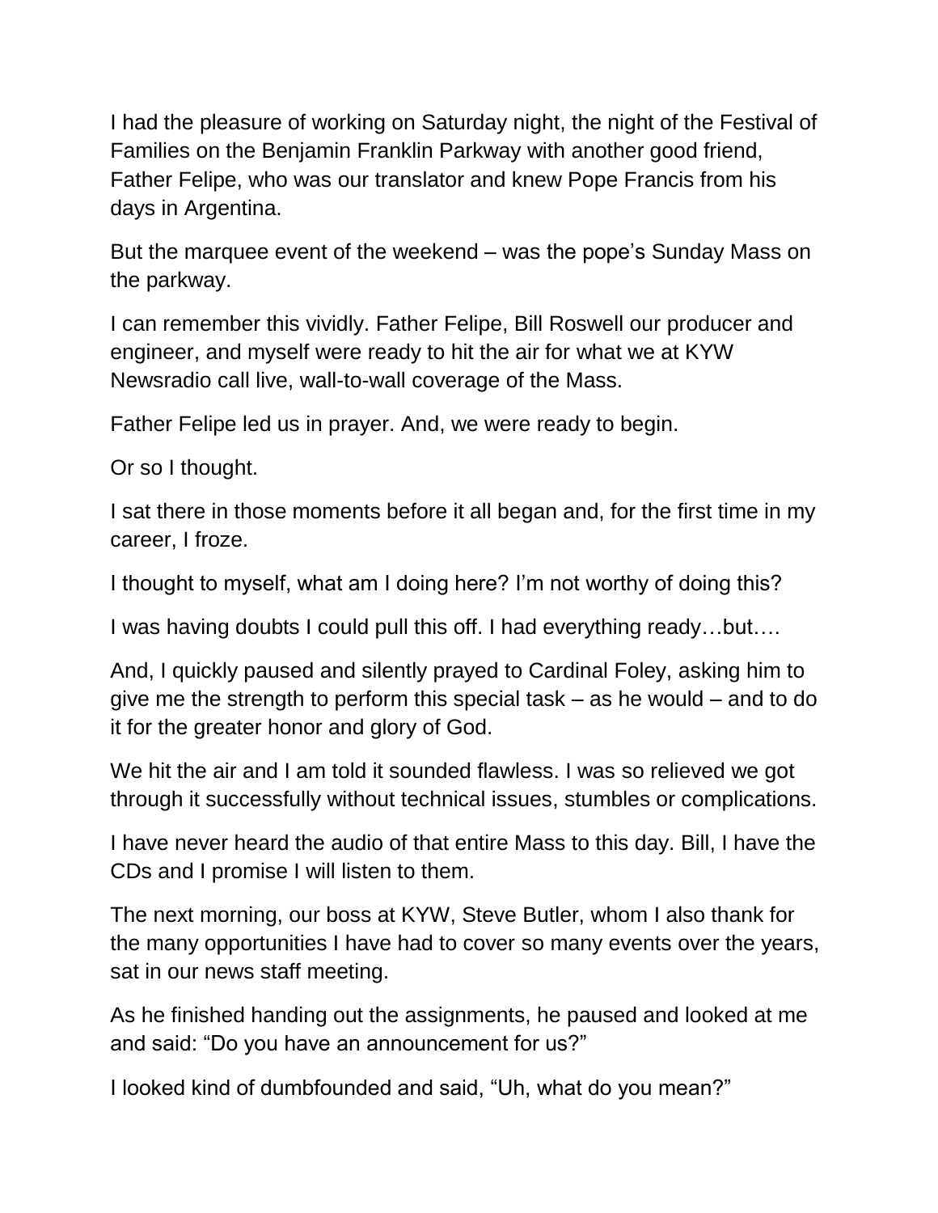I had the pleasure of working on Saturday night, the night of the Festival of Families on the Benjamin Franklin Parkway with another good friend, Father Felipe, who was our translator and knew Pope Francis from his days in Argentina.

But the marquee event of the weekend – was the pope's Sunday Mass on the parkway.

I can remember this vividly. Father Felipe, Bill Roswell our producer and engineer, and myself were ready to hit the air for what we at KYW Newsradio call live, wall-to-wall coverage of the Mass.

Father Felipe led us in prayer. And, we were ready to begin.

Or so I thought.

I sat there in those moments before it all began and, for the first time in my career, I froze.

I thought to myself, what am I doing here? I'm not worthy of doing this?

I was having doubts I could pull this off. I had everything ready…but….

And, I quickly paused and silently prayed to Cardinal Foley, asking him to give me the strength to perform this special task – as he would – and to do it for the greater honor and glory of God.

We hit the air and I am told it sounded flawless. I was so relieved we got through it successfully without technical issues, stumbles or complications.

I have never heard the audio of that entire Mass to this day. Bill, I have the CDs and I promise I will listen to them.

The next morning, our boss at KYW, Steve Butler, whom I also thank for the many opportunities I have had to cover so many events over the years, sat in our news staff meeting.

As he finished handing out the assignments, he paused and looked at me and said: "Do you have an announcement for us?"

I looked kind of dumbfounded and said, "Uh, what do you mean?"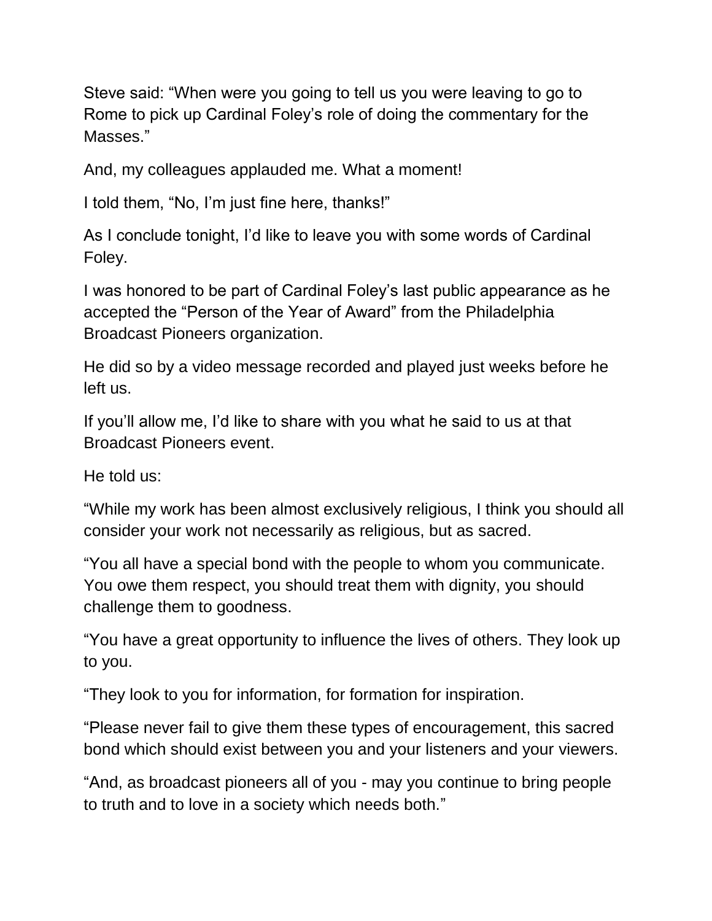Steve said: “When were you going to tell us you were leaving to go to Rome to pick up Cardinal Foley’s role of doing the commentary for the Masses.”

And, my colleagues applauded me. What a moment!

I told them, “No, I’m just fine here, thanks!”

As I conclude tonight, I’d like to leave you with some words of Cardinal Foley.

I was honored to be part of Cardinal Foley’s last public appearance as he accepted the “Person of the Year of Award” from the Philadelphia Broadcast Pioneers organization.

He did so by a video message recorded and played just weeks before he left us.

If you’ll allow me, I’d like to share with you what he said to us at that Broadcast Pioneers event.

He told us:

“While my work has been almost exclusively religious, I think you should all consider your work not necessarily as religious, but as sacred.

“You all have a special bond with the people to whom you communicate. You owe them respect, you should treat them with dignity, you should challenge them to goodness.

“You have a great opportunity to influence the lives of others. They look up to you.

“They look to you for information, for formation for inspiration.

“Please never fail to give them these types of encouragement, this sacred bond which should exist between you and your listeners and your viewers.

“And, as broadcast pioneers all of you - may you continue to bring people to truth and to love in a society which needs both.”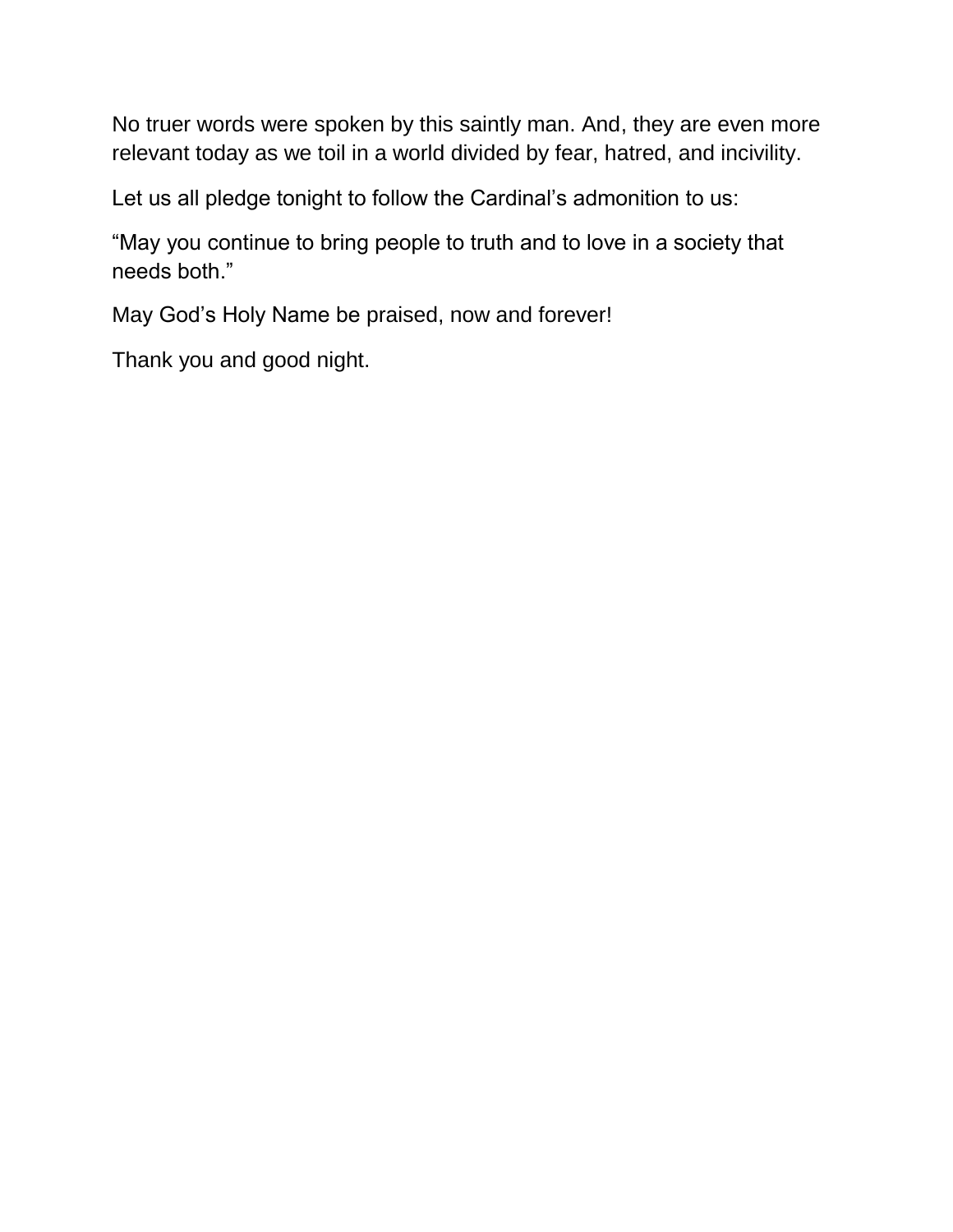No truer words were spoken by this saintly man. And, they are even more relevant today as we toil in a world divided by fear, hatred, and incivility.

Let us all pledge tonight to follow the Cardinal's admonition to us:

"May you continue to bring people to truth and to love in a society that needs both."

May God's Holy Name be praised, now and forever!

Thank you and good night.